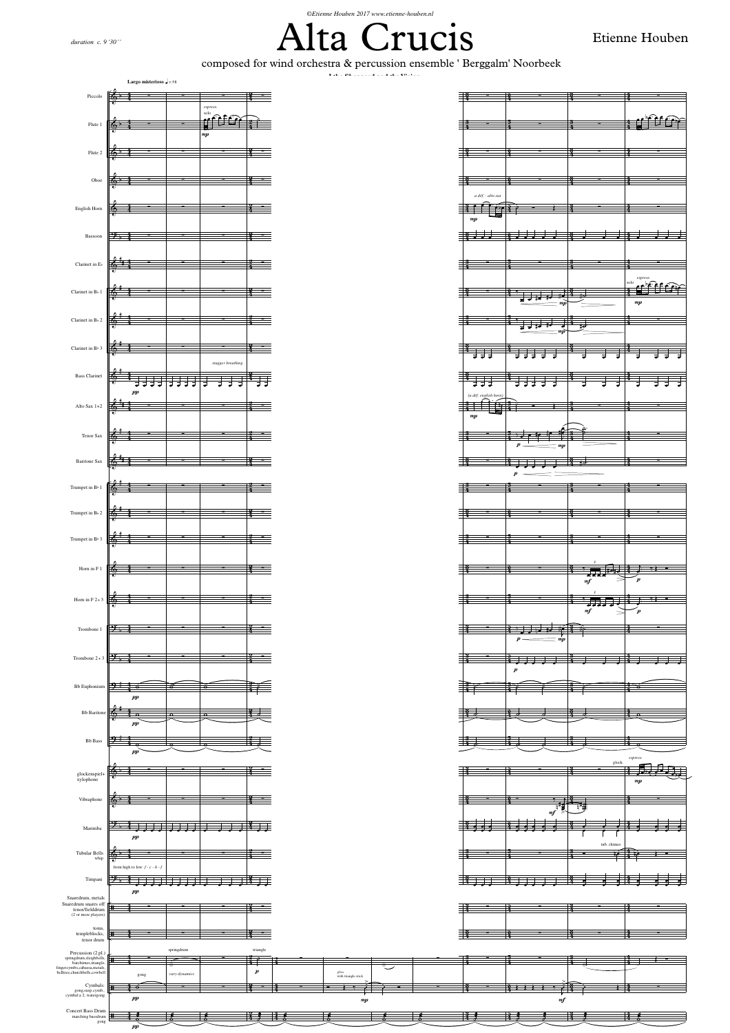©Etienne Houben 2017 www.etienne-houben.nl

*duration c. 9'30''*

# Alta Crucis

Etienne Houben

composed for wind orchestra & percussion ensemble ' Berggalm' Noorbeek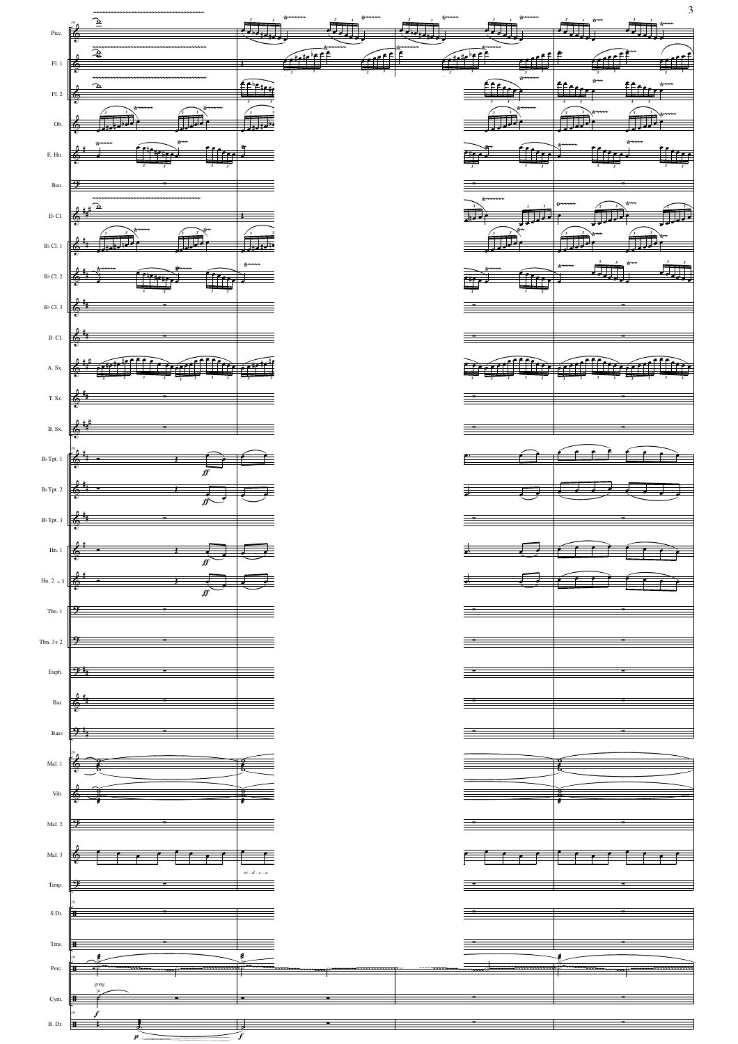Picc.

Fl. 1

Fl. 2

Ob.

E. Hn.

Bsn.

E♭ Cl.

B♭ Cl. 1

B♭ Cl. 2

B♭ Cl. 3

B. Cl.

A. Sx.

T. Sx.

B. Sx.

B♭ Tpt. 1

B♭ Tpt. 2

B♭ Tpt. 3

Hn. 1

Hn. 2 + 3

Tbn. 1

Tbn. 3+2

Euph.

Bar.

Bass

Mal. 1

Vib.

Mal. 2

Mal. 3

Timp.

S.Dr.

Tms.

Perc.

Cym.

B. Dr.

*ff*

*es - d - c - a*

gong

*f*

*p*

*f*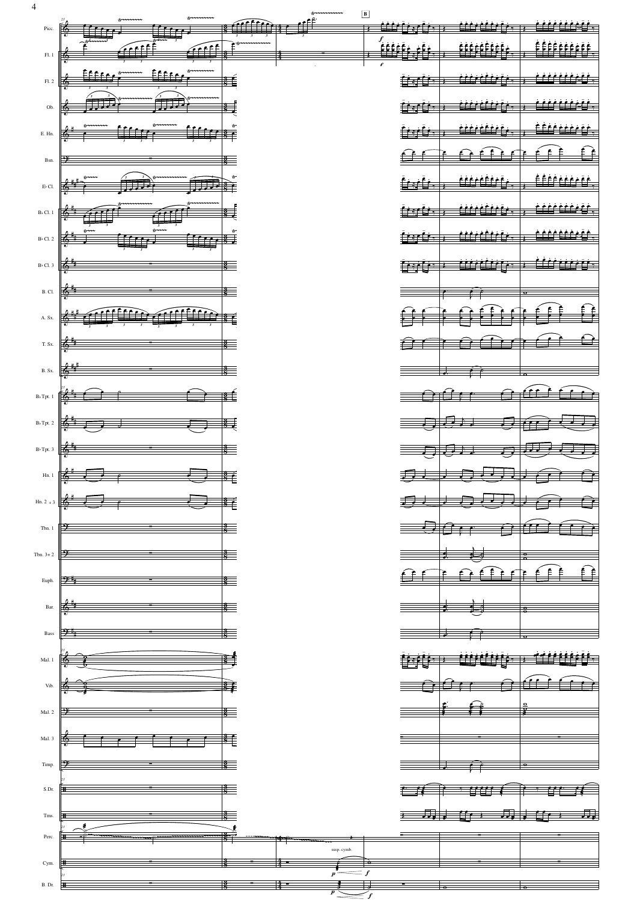**B**

Picc.

Fl. 1

Fl. 2

Ob.

E. Hn.

Bsn.

E♭ Cl.

B♭ Cl. 1

B♭ Cl. 2

B♭ Cl. 3

B. Cl.

A. Sx.

T. Sx.

B. Sx.

B♭ Tpt. 1

B♭ Tpt. 2

B♭ Tpt. 3

Hn. 1

Hn. 2 + 3

Tbn. 1

Tbn. 3+2

Euph.

Bar.

Bass

Mal. 1

Vib.

Mal. 2

Mal. 3

Timp.

S.Dr.

Tms.

Perc.

Cym.

B. Dr.

susp. cymb.

*p* *f*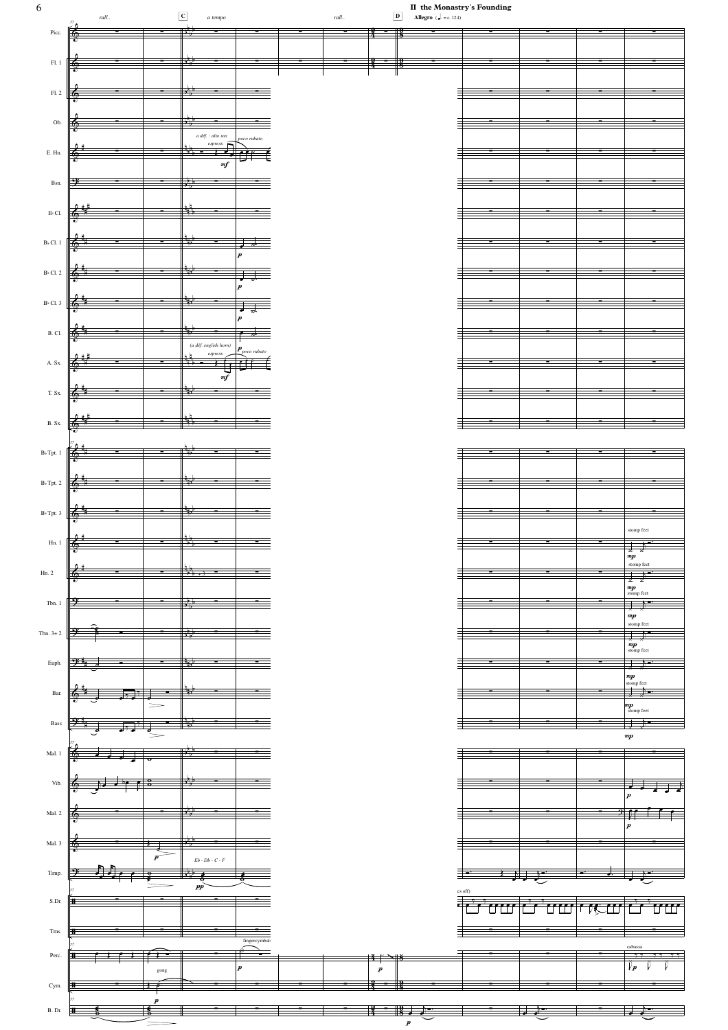## II the Monastry's Founding

**Allegro** (♩. = c. 124)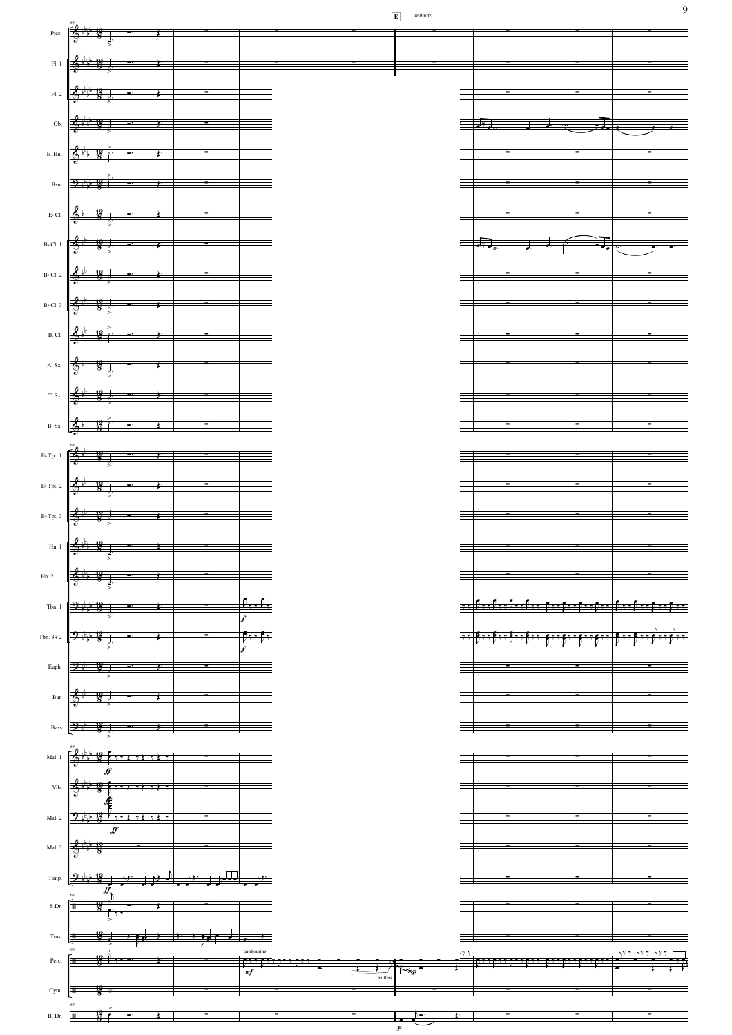**E** *animato*

Picc.
Fl. 1
Fl. 2
Ob.
E. Hn.
Bsn.
E♭ Cl.
B♭ Cl. 1
B♭ Cl. 2
B♭ Cl. 3
B. Cl.
A. Sx.
T. Sx.
B. Sx.
B♭ Tpt. 1
B♭ Tpt. 2
B♭ Tpt. 3
Hn. 1
Hn. 2
Tbn. 1
Tbn. 3+2
Euph.
Bar.
Bass
Mal. 1
Vib.
Mal. 2
Mal. 3
Timp.
S.Dr.
Tms.
Perc.
Cym.
B. Dr.

tambourine

belltree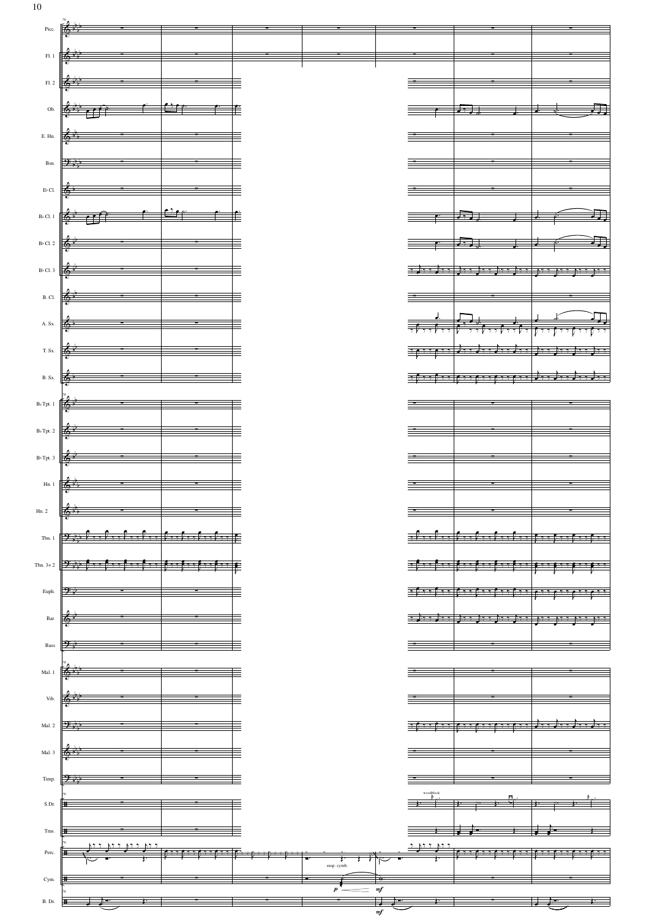Picc.

Fl. 1

Fl. 2

Ob.

E. Hn.

Bsn.

E♭ Cl.

B♭ Cl. 1

B♭ Cl. 2

B♭ Cl. 3

B. Cl.

A. Sx.

T. Sx.

B. Sx.

B♭ Tpt. 1

B♭ Tpt. 2

B♭ Tpt. 3

Hn. 1

Hn. 2

Tbn. 1

Tbn. 3+2

Euph.

Bar.

Bass

Mal. 1

Vib.

Mal. 2

Mal. 3

Timp.

S.Dr.

Tms.

Perc.

Cym.

B. Dr.

woodblock

susp. cymb.

*p* *mf*

*mf*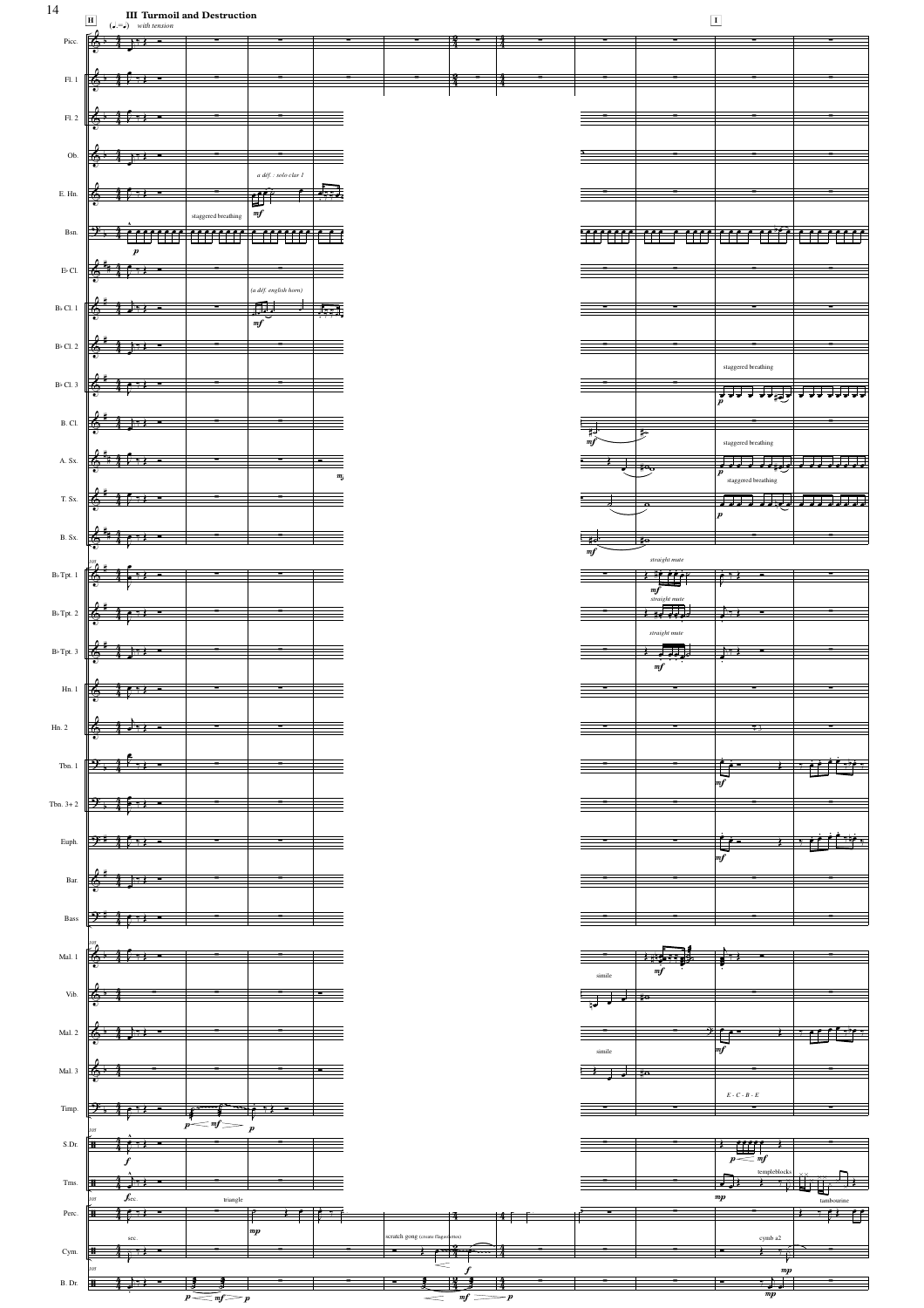## III Turmoil and Destruction

*with tension*

Picc.
Fl. 1
Fl. 2
Ob.
E. Hn. — *a déf. : solo clar 1* — *mf*
Bsn. — *p* — staggered breathing
E♭ Cl.
B♭ Cl. 1 — *(a déf. english horn)* — *mf*
B♭ Cl. 2
B♭ Cl. 3 — staggered breathing — *p*
B. Cl. — *mf*
A. Sx. — staggered breathing — *p*
T. Sx. — staggered breathing — *p*
B. Sx. — *mf*
B♭ Tpt. 1 — straight mute — *mf*
B♭ Tpt. 2 — straight mute
B♭ Tpt. 3 — straight mute — *mf*
Hn. 1
Hn. 2
Tbn. 1 — *mf*
Tbn. 3+2
Euph. — *mf*
Bar.
Bass
Mal. 1 — *mf* — simile
Vib.
Mal. 2 — simile — *mf*
Mal. 3
Timp. — *p* *mf* *p* — E - C - B - E
S.Dr. — *f* — *p* *mf*
Tms. — *f* sec. — templeblocks — *mp*
Perc. — triangle — *mp* — tambourine
Cym. — sec. — scratch gong (create flagolettos) — *f* — cymb a2 — *mp*
B. Dr. — *p* *mf* *p* — *mf* *p* — *mp*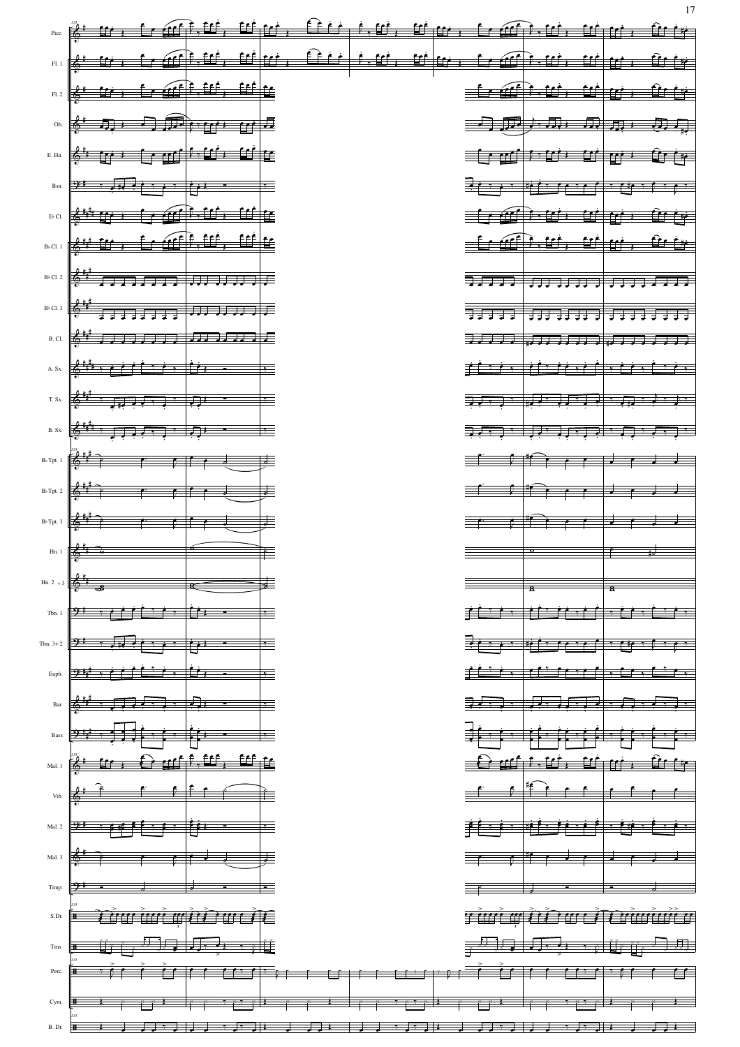Picc.

Fl. 1

Fl. 2

Ob.

E. Hn.

Bsn.

E♭ Cl.

B♭ Cl. 1

B♭ Cl. 2

B♭ Cl. 3

B. Cl.

A. Sx.

T. Sx.

B. Sx.

B♭ Tpt. 1

B♭ Tpt. 2

B♭ Tpt. 3

Hn. 1

Hn. 2 + 3

Tbn. 1

Tbn. 3+2

Euph.

Bar.

Bass

Mal. 1

Vib.

Mal. 2

Mal. 3

Timp.

S.Dr.

Tms.

Perc.

Cym.

B. Dr.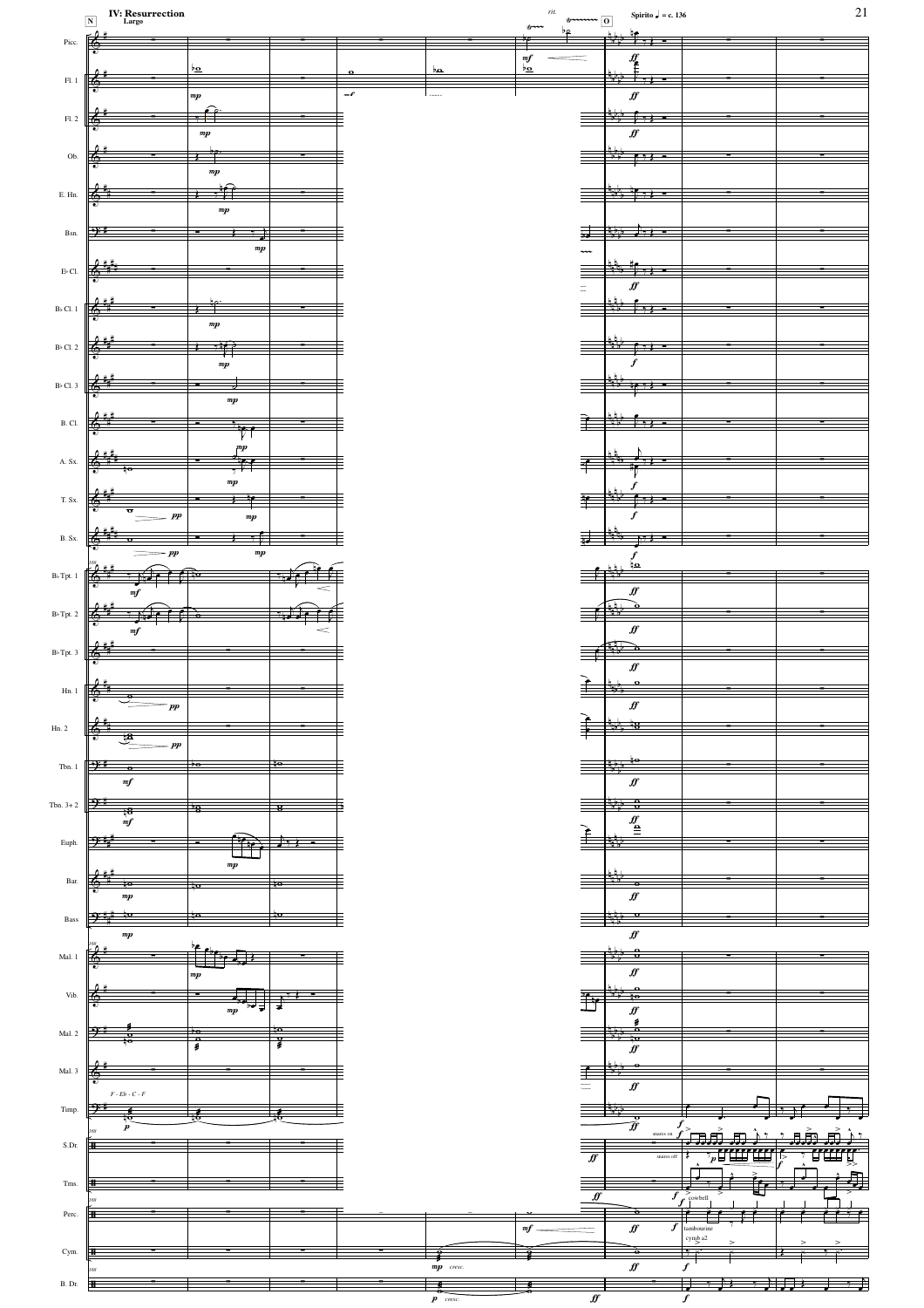# IV: Resurrection

Largo

rit.

Spirito ♩ = c. 136

Picc.

Fl. 1

Fl. 2

Ob.

E. Hn.

Bsn.

E♭ Cl.

B♭ Cl. 1

B♭ Cl. 2

B♭ Cl. 3

B. Cl.

A. Sx.

T. Sx.

B. Sx.

B♭ Tpt. 1

B♭ Tpt. 2

B♭ Tpt. 3

Hn. 1

Hn. 2

Tbn. 1

Tbn. 3+2

Euph.

Bar.

Bass

Mal. 1

Vib.

Mal. 2

Mal. 3

F - Eb - C - F

Timp.

S.Dr.

Tms.

Perc.

Cym.

B. Dr.

snares on

snares off

cowbell

tambourine

cymb a2

cresc.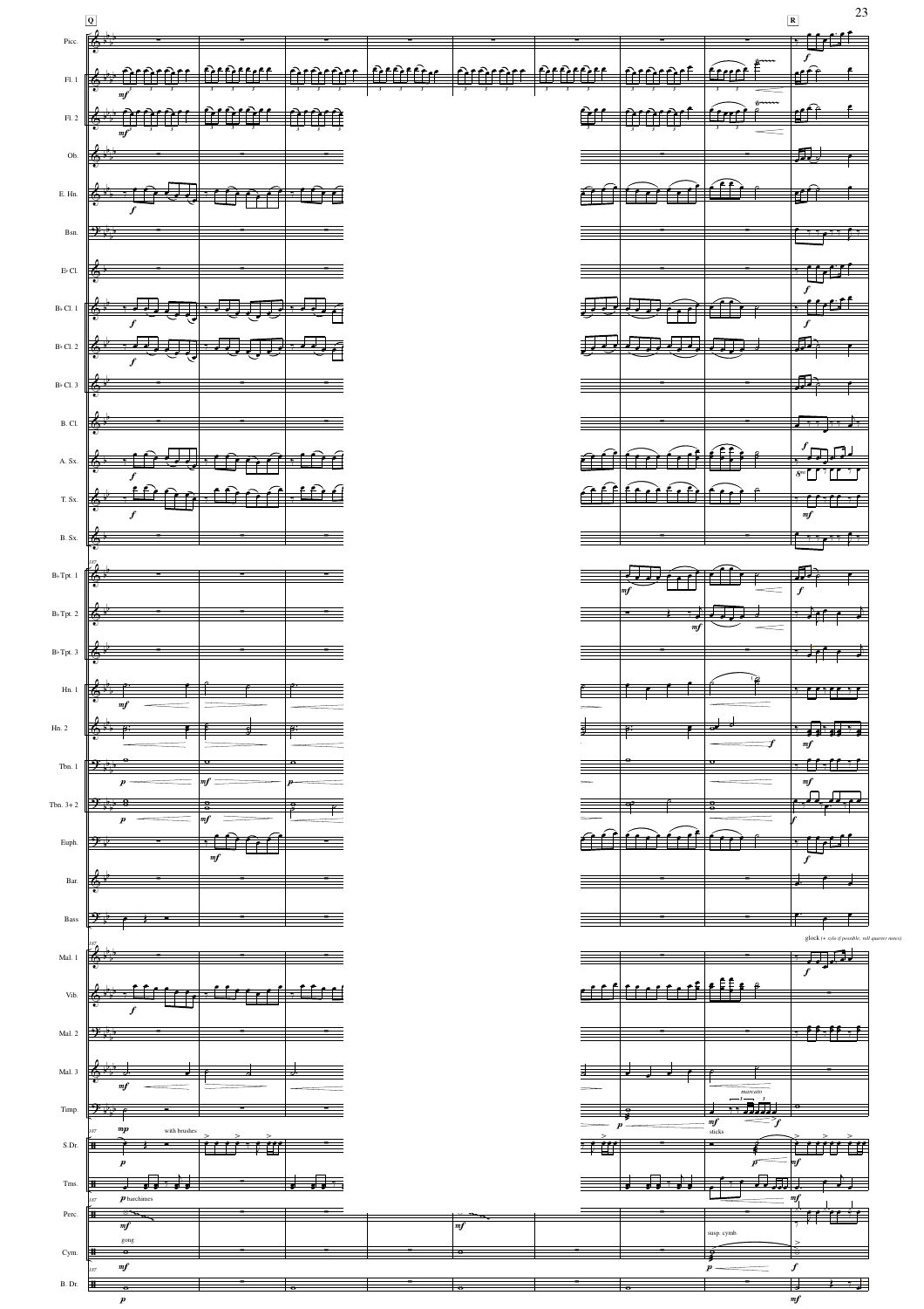Q

R

Picc.

Fl. 1

Fl. 2

Ob.

E. Hn.

Bsn.

E♭ Cl.

B♭ Cl. 1

B♭ Cl. 2

B♭ Cl. 3

B. Cl.

A. Sx.

T. Sx.

B. Sx.

B♭ Tpt. 1

B♭ Tpt. 2

B♭ Tpt. 3

Hn. 1

Hn. 2

Tbn. 1

Tbn. 3+2

Euph.

Bar.

Bass

Mal. 1

Vib.

Mal. 2

Mal. 3

Timp.

S.Dr.

Tms.

Perc.

Cym.

B. Dr.

glock (+ xylo if possible, roll quarter notes)

with brushes

barchimes

gong

marcato

sticks

susp. cymb.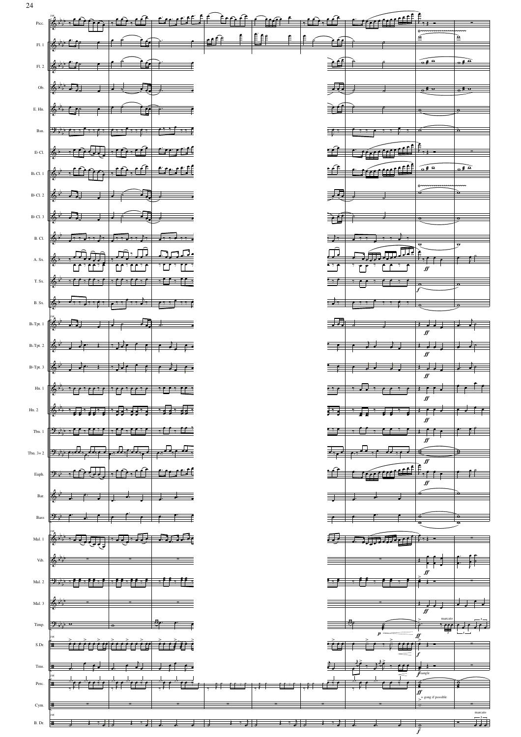Picc.
Fl. 1
Fl. 2
Ob.
E. Hn.
Bsn.
E♭ Cl.
B♭ Cl. 1
B♭ Cl. 2
B♭ Cl. 3
B. Cl.
A. Sx.
T. Sx.
B. Sx.
B♭ Tpt. 1
B♭ Tpt. 2
B♭ Tpt. 3
Hn. 1
Hn. 2
Tbn. 1
Tbn. 3+2
Euph.
Bar.
Bass
Mal. 1
Vib.
Mal. 2
Mal. 3
Timp.
S.Dr.
Tms.
Perc.
Cym.
B. Dr.

*ff* *f* *p*

marcato

triangle

+ gong if possible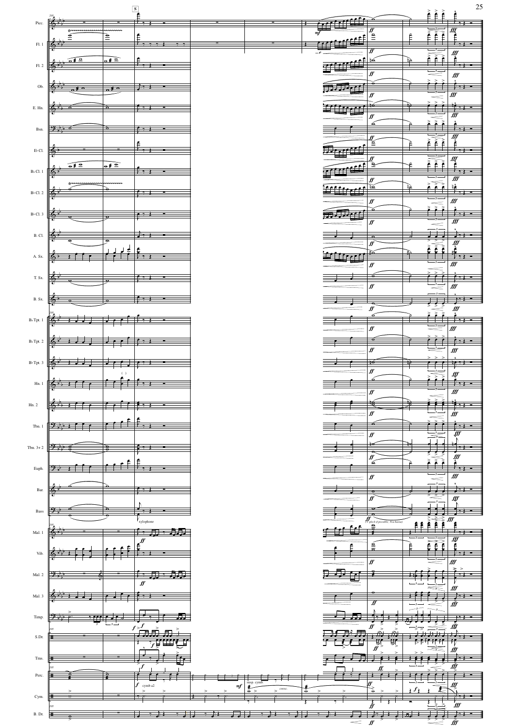S

Picc.
Fl. 1
Fl. 2
Ob.
E. Hn.
Bsn.
E♭ Cl.
B♭ Cl. 1
B♭ Cl. 2
B♭ Cl. 3
B. Cl.
A. Sx.
T. Sx.
B. Sx.
B♭ Tpt. 1
B♭ Tpt. 2
B♭ Tpt. 3
Hn. 1
Hn. 2
Tbn. 1
Tbn. 3+2
Euph.
Bar.
Bass
Mal. 1
Vib.
Mal. 2
Mal. 3
Timp.
S.Dr.
Tms.
Perc.
Cym.
B. Dr.

xylophone

(8 gliss if possible, 8va bassa)

cymb a2

susp. cymb.

cresc.